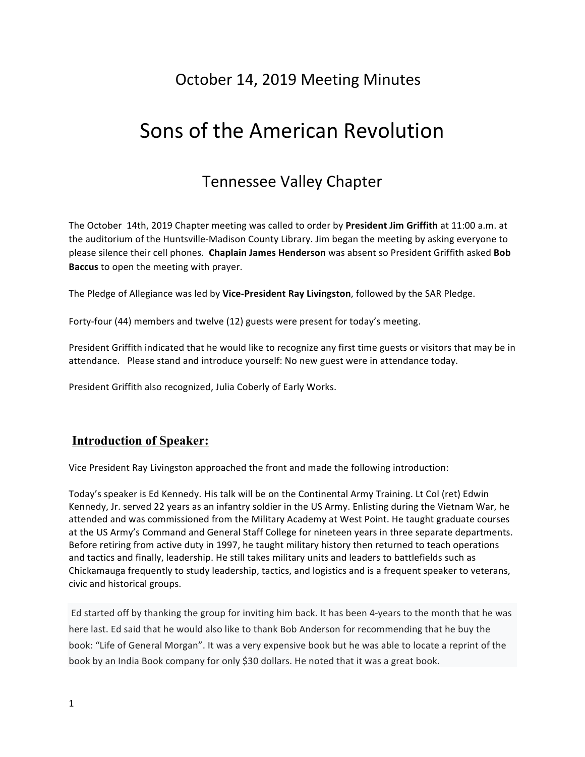# October 14, 2019 Meeting Minutes

# Sons of the American Revolution

## Tennessee Valley Chapter

The October 14th, 2019 Chapter meeting was called to order by **President Jim Griffith** at 11:00 a.m. at the auditorium of the Huntsville-Madison County Library. Jim began the meeting by asking everyone to please silence their cell phones. **Chaplain James Henderson** was absent so President Griffith asked **Bob Baccus** to open the meeting with prayer.

The Pledge of Allegiance was led by **Vice-President Ray Livingston**, followed by the SAR Pledge.

Forty-four (44) members and twelve (12) guests were present for today's meeting.

President Griffith indicated that he would like to recognize any first time guests or visitors that may be in attendance. Please stand and introduce yourself: No new guest were in attendance today.

President Griffith also recognized, Julia Coberly of Early Works.

### Introduction of Speaker:

Vice President Ray Livingston approached the front and made the following introduction:

Today's speaker is Ed Kennedy. His talk will be on the Continental Army Training. Lt Col (ret) Edwin Kennedy, Jr. served 22 years as an infantry soldier in the US Army. Enlisting during the Vietnam War, he attended and was commissioned from the Military Academy at West Point. He taught graduate courses at the US Army's Command and General Staff College for nineteen years in three separate departments. Before retiring from active duty in 1997, he taught military history then returned to teach operations and tactics and finally, leadership. He still takes military units and leaders to battlefields such as Chickamauga frequently to study leadership, tactics, and logistics and is a frequent speaker to veterans, civic and historical groups.

Ed started off by thanking the group for inviting him back. It has been 4-years to the month that he was here last. Ed said that he would also like to thank Bob Anderson for recommending that he buy the book: "Life of General Morgan". It was a very expensive book but he was able to locate a reprint of the book by an India Book company for only $30 dollars. He noted that it was a great book.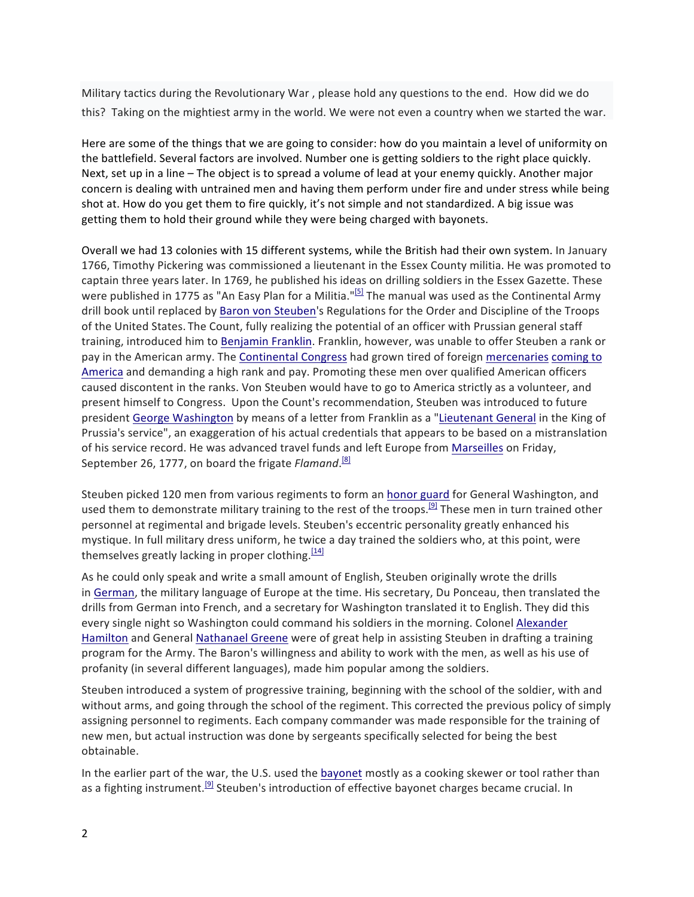Military tactics during the Revolutionary War , please hold any questions to the end. How did we do this? Taking on the mightiest army in the world. We were not even a country when we started the war.

Here are some of the things that we are going to consider: how do you maintain a level of uniformity on the battlefield. Several factors are involved. Number one is getting soldiers to the right place quickly. Next, set up in a line – The object is to spread a volume of lead at your enemy quickly. Another major concern is dealing with untrained men and having them perform under fire and under stress while being shot at. How do you get them to fire quickly, it's not simple and not standardized. A big issue was getting them to hold their ground while they were being charged with bayonets.

Overall we had 13 colonies with 15 different systems, while the British had their own system. In January 1766, Timothy Pickering was commissioned a lieutenant in the Essex County militia. He was promoted to captain three years later. In 1769, he published his ideas on drilling soldiers in the Essex Gazette. These were published in 1775 as "An Easy Plan for a Militia."[5] The manual was used as the Continental Army drill book until replaced by Baron von Steuben's Regulations for the Order and Discipline of the Troops of the United States. The Count, fully realizing the potential of an officer with Prussian general staff training, introduced him to Benjamin Franklin. Franklin, however, was unable to offer Steuben a rank or pay in the American army. The Continental Congress had grown tired of foreign mercenaries coming to America and demanding a high rank and pay. Promoting these men over qualified American officers caused discontent in the ranks. Von Steuben would have to go to America strictly as a volunteer, and present himself to Congress. Upon the Count's recommendation, Steuben was introduced to future president George Washington by means of a letter from Franklin as a "Lieutenant General in the King of Prussia's service", an exaggeration of his actual credentials that appears to be based on a mistranslation of his service record. He was advanced travel funds and left Europe from Marseilles on Friday, September 26, 1777, on board the frigate *Flamand*.[8]

Steuben picked 120 men from various regiments to form an honor guard for General Washington, and used them to demonstrate military training to the rest of the troops.[9] These men in turn trained other personnel at regimental and brigade levels. Steuben's eccentric personality greatly enhanced his mystique. In full military dress uniform, he twice a day trained the soldiers who, at this point, were themselves greatly lacking in proper clothing.[14]

As he could only speak and write a small amount of English, Steuben originally wrote the drills in German, the military language of Europe at the time. His secretary, Du Ponceau, then translated the drills from German into French, and a secretary for Washington translated it to English. They did this every single night so Washington could command his soldiers in the morning. Colonel Alexander Hamilton and General Nathanael Greene were of great help in assisting Steuben in drafting a training program for the Army. The Baron's willingness and ability to work with the men, as well as his use of profanity (in several different languages), made him popular among the soldiers.

Steuben introduced a system of progressive training, beginning with the school of the soldier, with and without arms, and going through the school of the regiment. This corrected the previous policy of simply assigning personnel to regiments. Each company commander was made responsible for the training of new men, but actual instruction was done by sergeants specifically selected for being the best obtainable.

In the earlier part of the war, the U.S. used the bayonet mostly as a cooking skewer or tool rather than as a fighting instrument.[9] Steuben's introduction of effective bayonet charges became crucial. In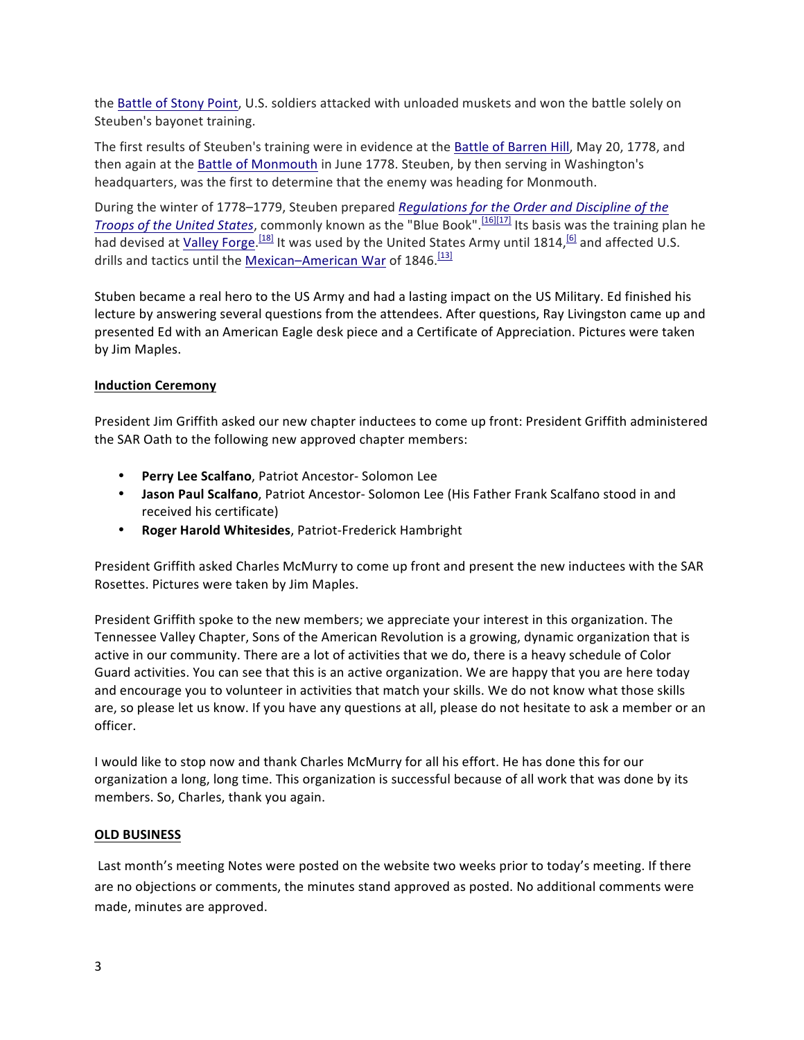the Battle of Stony Point, U.S. soldiers attacked with unloaded muskets and won the battle solely on Steuben's bayonet training.

The first results of Steuben's training were in evidence at the Battle of Barren Hill, May 20, 1778, and then again at the Battle of Monmouth in June 1778. Steuben, by then serving in Washington's headquarters, was the first to determine that the enemy was heading for Monmouth.

During the winter of 1778–1779, Steuben prepared *Regulations for the Order and Discipline of the Troops of the United States*, commonly known as the "Blue Book".[16][17] Its basis was the training plan he had devised at Valley Forge.[18] It was used by the United States Army until 1814,[6] and affected U.S. drills and tactics until the Mexican–American War of 1846.[13]

Stuben became a real hero to the US Army and had a lasting impact on the US Military. Ed finished his lecture by answering several questions from the attendees. After questions, Ray Livingston came up and presented Ed with an American Eagle desk piece and a Certificate of Appreciation. Pictures were taken by Jim Maples.

**Induction Ceremony**

President Jim Griffith asked our new chapter inductees to come up front: President Griffith administered the SAR Oath to the following new approved chapter members:

- **Perry Lee Scalfano**, Patriot Ancestor- Solomon Lee
- **Jason Paul Scalfano**, Patriot Ancestor- Solomon Lee (His Father Frank Scalfano stood in and received his certificate)
- **Roger Harold Whitesides**, Patriot-Frederick Hambright

President Griffith asked Charles McMurry to come up front and present the new inductees with the SAR Rosettes. Pictures were taken by Jim Maples.

President Griffith spoke to the new members; we appreciate your interest in this organization. The Tennessee Valley Chapter, Sons of the American Revolution is a growing, dynamic organization that is active in our community. There are a lot of activities that we do, there is a heavy schedule of Color Guard activities. You can see that this is an active organization. We are happy that you are here today and encourage you to volunteer in activities that match your skills. We do not know what those skills are, so please let us know. If you have any questions at all, please do not hesitate to ask a member or an officer.

I would like to stop now and thank Charles McMurry for all his effort. He has done this for our organization a long, long time. This organization is successful because of all work that was done by its members. So, Charles, thank you again.

**OLD BUSINESS**

Last month's meeting Notes were posted on the website two weeks prior to today's meeting. If there are no objections or comments, the minutes stand approved as posted. No additional comments were made, minutes are approved.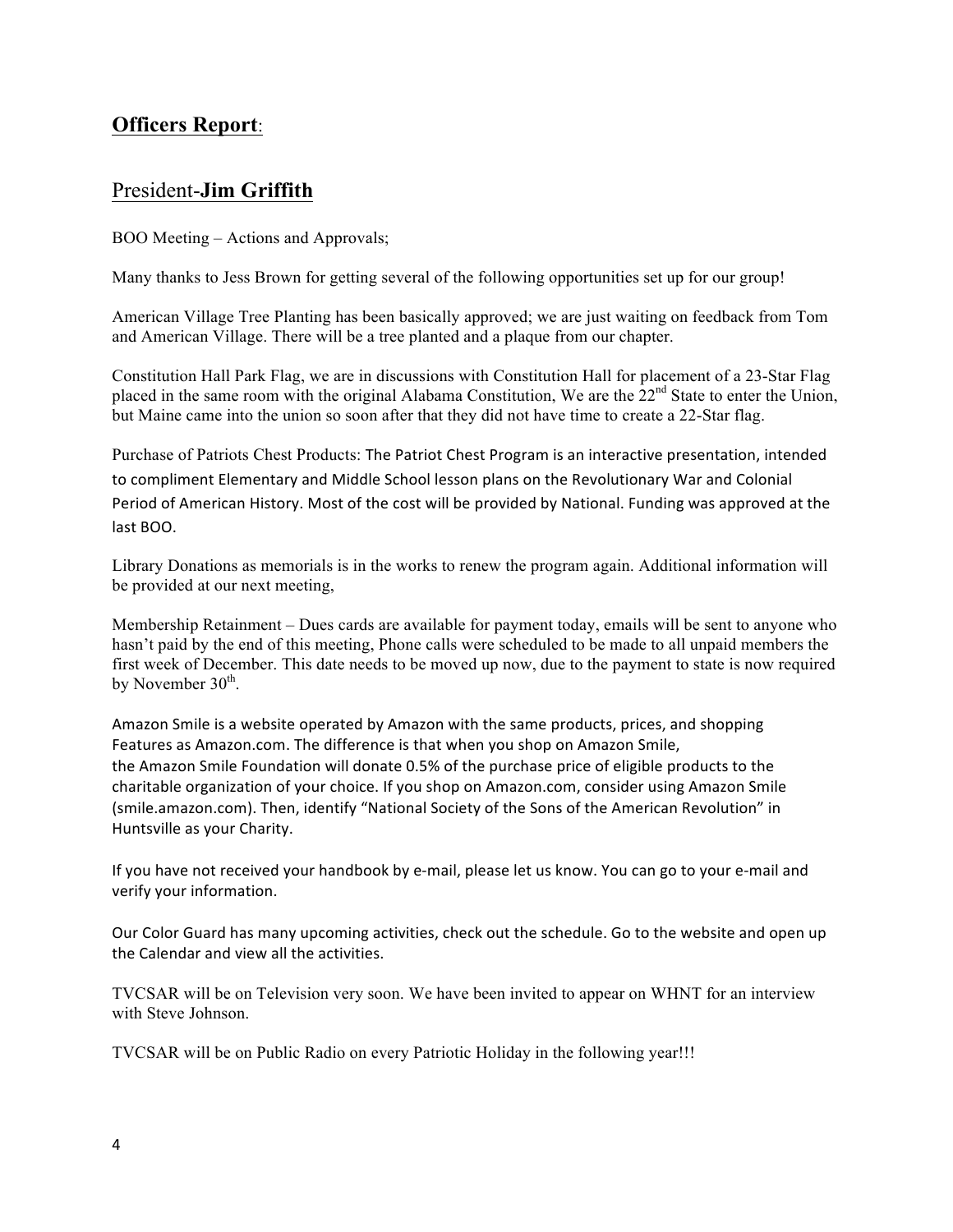## **Officers Report**:

## President-**Jim Griffith**

BOO Meeting – Actions and Approvals;

Many thanks to Jess Brown for getting several of the following opportunities set up for our group!

American Village Tree Planting has been basically approved; we are just waiting on feedback from Tom and American Village. There will be a tree planted and a plaque from our chapter.

Constitution Hall Park Flag, we are in discussions with Constitution Hall for placement of a 23-Star Flag placed in the same room with the original Alabama Constitution, We are the 22nd State to enter the Union, but Maine came into the union so soon after that they did not have time to create a 22-Star flag.

Purchase of Patriots Chest Products: The Patriot Chest Program is an interactive presentation, intended to compliment Elementary and Middle School lesson plans on the Revolutionary War and Colonial Period of American History. Most of the cost will be provided by National. Funding was approved at the last BOO.

Library Donations as memorials is in the works to renew the program again. Additional information will be provided at our next meeting,

Membership Retainment – Dues cards are available for payment today, emails will be sent to anyone who hasn't paid by the end of this meeting, Phone calls were scheduled to be made to all unpaid members the first week of December. This date needs to be moved up now, due to the payment to state is now required by November 30th.

Amazon Smile is a website operated by Amazon with the same products, prices, and shopping Features as Amazon.com. The difference is that when you shop on Amazon Smile, the Amazon Smile Foundation will donate 0.5% of the purchase price of eligible products to the charitable organization of your choice. If you shop on Amazon.com, consider using Amazon Smile (smile.amazon.com). Then, identify "National Society of the Sons of the American Revolution" in Huntsville as your Charity.

If you have not received your handbook by e-mail, please let us know. You can go to your e-mail and verify your information.

Our Color Guard has many upcoming activities, check out the schedule. Go to the website and open up the Calendar and view all the activities.

TVCSAR will be on Television very soon. We have been invited to appear on WHNT for an interview with Steve Johnson.

TVCSAR will be on Public Radio on every Patriotic Holiday in the following year!!!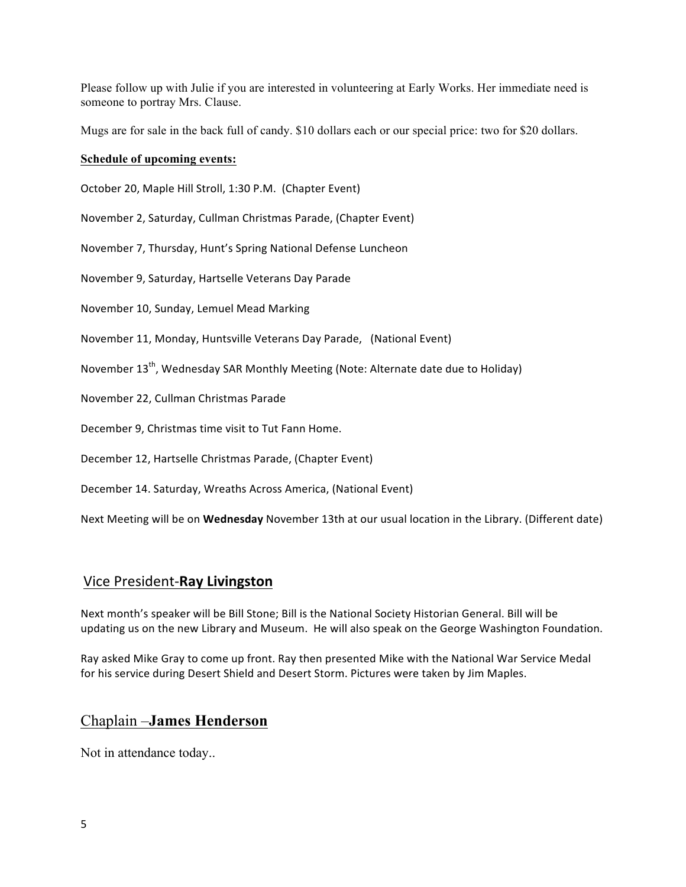Please follow up with Julie if you are interested in volunteering at Early Works. Her immediate need is someone to portray Mrs. Clause.

Mugs are for sale in the back full of candy. $10 dollars each or our special price: two for $20 dollars.

**Schedule of upcoming events:**

October 20, Maple Hill Stroll, 1:30 P.M. (Chapter Event)

November 2, Saturday, Cullman Christmas Parade, (Chapter Event)

November 7, Thursday, Hunt's Spring National Defense Luncheon

November 9, Saturday, Hartselle Veterans Day Parade

November 10, Sunday, Lemuel Mead Marking

November 11, Monday, Huntsville Veterans Day Parade, (National Event)

November 13th, Wednesday SAR Monthly Meeting (Note: Alternate date due to Holiday)

November 22, Cullman Christmas Parade

December 9, Christmas time visit to Tut Fann Home.

December 12, Hartselle Christmas Parade, (Chapter Event)

December 14. Saturday, Wreaths Across America, (National Event)

Next Meeting will be on **Wednesday** November 13th at our usual location in the Library. (Different date)

## Vice President-**Ray Livingston**

Next month's speaker will be Bill Stone; Bill is the National Society Historian General. Bill will be updating us on the new Library and Museum. He will also speak on the George Washington Foundation.

Ray asked Mike Gray to come up front. Ray then presented Mike with the National War Service Medal for his service during Desert Shield and Desert Storm. Pictures were taken by Jim Maples.

## Chaplain –**James Henderson**

Not in attendance today..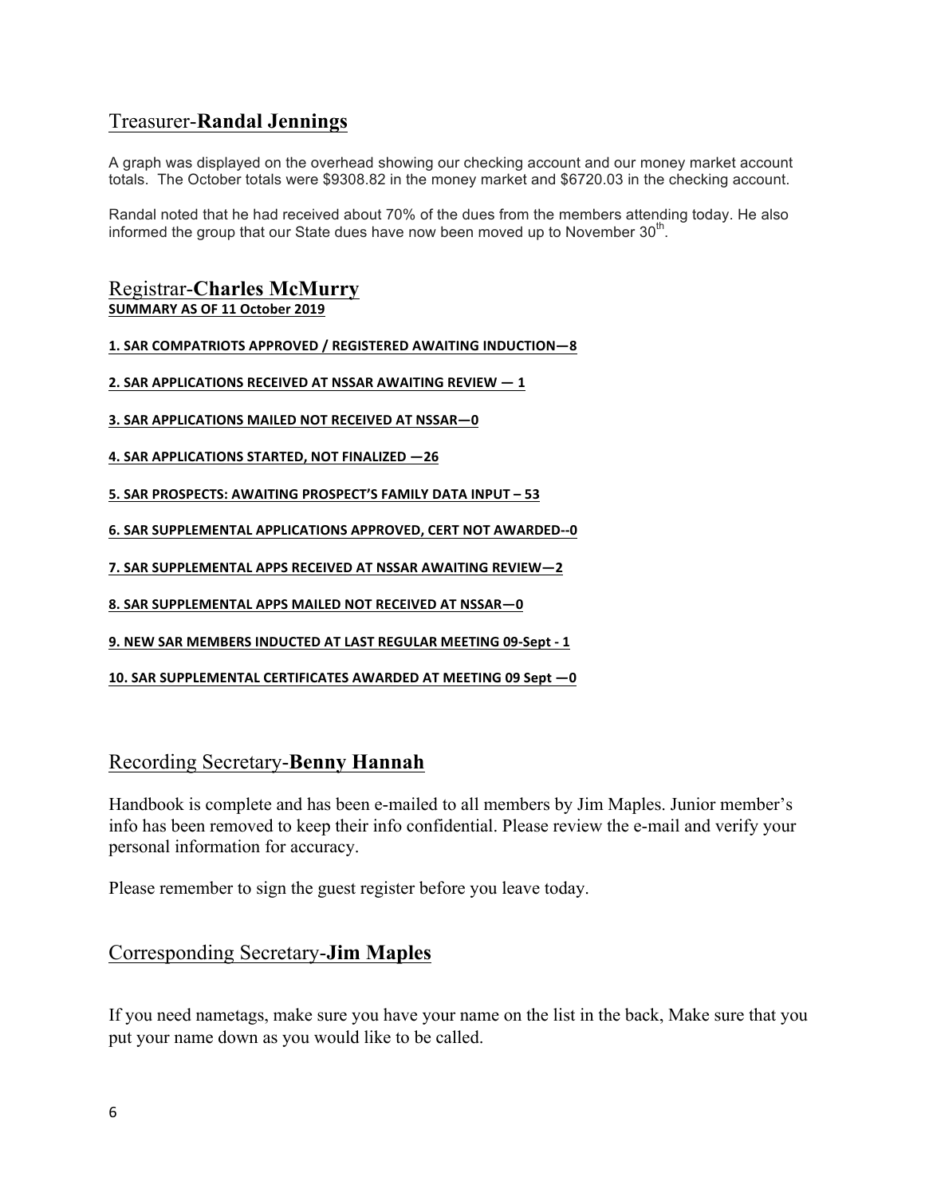## Treasurer-**Randal Jennings**

A graph was displayed on the overhead showing our checking account and our money market account totals. The October totals were $9308.82 in the money market and $6720.03 in the checking account.

Randal noted that he had received about 70% of the dues from the members attending today. He also informed the group that our State dues have now been moved up to November 30th.

## Registrar-**Charles McMurry**

**SUMMARY AS OF 11 October 2019**

**1. SAR COMPATRIOTS APPROVED / REGISTERED AWAITING INDUCTION—8**

**2. SAR APPLICATIONS RECEIVED AT NSSAR AWAITING REVIEW — 1**

**3. SAR APPLICATIONS MAILED NOT RECEIVED AT NSSAR—0**

**4. SAR APPLICATIONS STARTED, NOT FINALIZED —26**

**5. SAR PROSPECTS: AWAITING PROSPECT'S FAMILY DATA INPUT – 53**

**6. SAR SUPPLEMENTAL APPLICATIONS APPROVED, CERT NOT AWARDED--0**

**7. SAR SUPPLEMENTAL APPS RECEIVED AT NSSAR AWAITING REVIEW—2**

**8. SAR SUPPLEMENTAL APPS MAILED NOT RECEIVED AT NSSAR—0**

**9. NEW SAR MEMBERS INDUCTED AT LAST REGULAR MEETING 09-Sept - 1**

**10. SAR SUPPLEMENTAL CERTIFICATES AWARDED AT MEETING 09 Sept —0**

## Recording Secretary-**Benny Hannah**

Handbook is complete and has been e-mailed to all members by Jim Maples. Junior member's info has been removed to keep their info confidential. Please review the e-mail and verify your personal information for accuracy.

Please remember to sign the guest register before you leave today.

## Corresponding Secretary-**Jim Maples**

If you need nametags, make sure you have your name on the list in the back, Make sure that you put your name down as you would like to be called.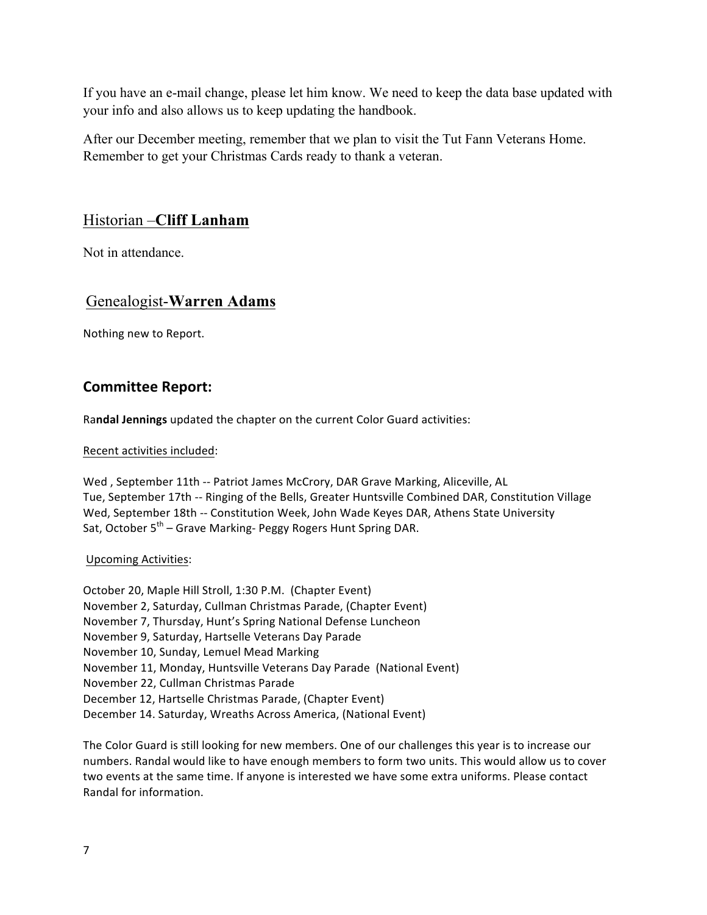If you have an e-mail change, please let him know. We need to keep the data base updated with your info and also allows us to keep updating the handbook.

After our December meeting, remember that we plan to visit the Tut Fann Veterans Home. Remember to get your Christmas Cards ready to thank a veteran.

## Historian –**Cliff Lanham**

Not in attendance.

## Genealogist-**Warren Adams**

Nothing new to Report.

## Committee Report:

Ra**ndal Jennings** updated the chapter on the current Color Guard activities:

Recent activities included:

Wed , September 11th -- Patriot James McCrory, DAR Grave Marking, Aliceville, AL
Tue, September 17th -- Ringing of the Bells, Greater Huntsville Combined DAR, Constitution Village
Wed, September 18th -- Constitution Week, John Wade Keyes DAR, Athens State University
Sat, October 5th – Grave Marking- Peggy Rogers Hunt Spring DAR.

Upcoming Activities:

October 20, Maple Hill Stroll, 1:30 P.M. (Chapter Event)
November 2, Saturday, Cullman Christmas Parade, (Chapter Event)
November 7, Thursday, Hunt's Spring National Defense Luncheon
November 9, Saturday, Hartselle Veterans Day Parade
November 10, Sunday, Lemuel Mead Marking
November 11, Monday, Huntsville Veterans Day Parade (National Event)
November 22, Cullman Christmas Parade
December 12, Hartselle Christmas Parade, (Chapter Event)
December 14. Saturday, Wreaths Across America, (National Event)

The Color Guard is still looking for new members. One of our challenges this year is to increase our numbers. Randal would like to have enough members to form two units. This would allow us to cover two events at the same time. If anyone is interested we have some extra uniforms. Please contact Randal for information.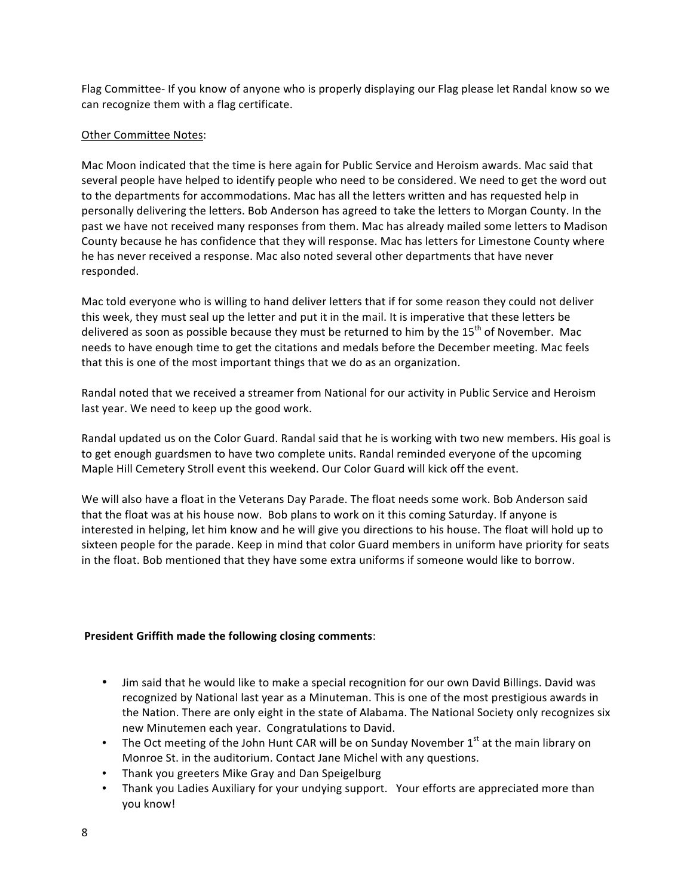Flag Committee- If you know of anyone who is properly displaying our Flag please let Randal know so we can recognize them with a flag certificate.

Other Committee Notes:

Mac Moon indicated that the time is here again for Public Service and Heroism awards. Mac said that several people have helped to identify people who need to be considered. We need to get the word out to the departments for accommodations. Mac has all the letters written and has requested help in personally delivering the letters. Bob Anderson has agreed to take the letters to Morgan County. In the past we have not received many responses from them. Mac has already mailed some letters to Madison County because he has confidence that they will response. Mac has letters for Limestone County where he has never received a response. Mac also noted several other departments that have never responded.

Mac told everyone who is willing to hand deliver letters that if for some reason they could not deliver this week, they must seal up the letter and put it in the mail. It is imperative that these letters be delivered as soon as possible because they must be returned to him by the 15th of November. Mac needs to have enough time to get the citations and medals before the December meeting. Mac feels that this is one of the most important things that we do as an organization.

Randal noted that we received a streamer from National for our activity in Public Service and Heroism last year. We need to keep up the good work.

Randal updated us on the Color Guard. Randal said that he is working with two new members. His goal is to get enough guardsmen to have two complete units. Randal reminded everyone of the upcoming Maple Hill Cemetery Stroll event this weekend. Our Color Guard will kick off the event.

We will also have a float in the Veterans Day Parade. The float needs some work. Bob Anderson said that the float was at his house now. Bob plans to work on it this coming Saturday. If anyone is interested in helping, let him know and he will give you directions to his house. The float will hold up to sixteen people for the parade. Keep in mind that color Guard members in uniform have priority for seats in the float. Bob mentioned that they have some extra uniforms if someone would like to borrow.

**President Griffith made the following closing comments**:

- Jim said that he would like to make a special recognition for our own David Billings. David was recognized by National last year as a Minuteman. This is one of the most prestigious awards in the Nation. There are only eight in the state of Alabama. The National Society only recognizes six new Minutemen each year. Congratulations to David.
- The Oct meeting of the John Hunt CAR will be on Sunday November 1st at the main library on Monroe St. in the auditorium. Contact Jane Michel with any questions.
- Thank you greeters Mike Gray and Dan Speigelburg
- Thank you Ladies Auxiliary for your undying support. Your efforts are appreciated more than you know!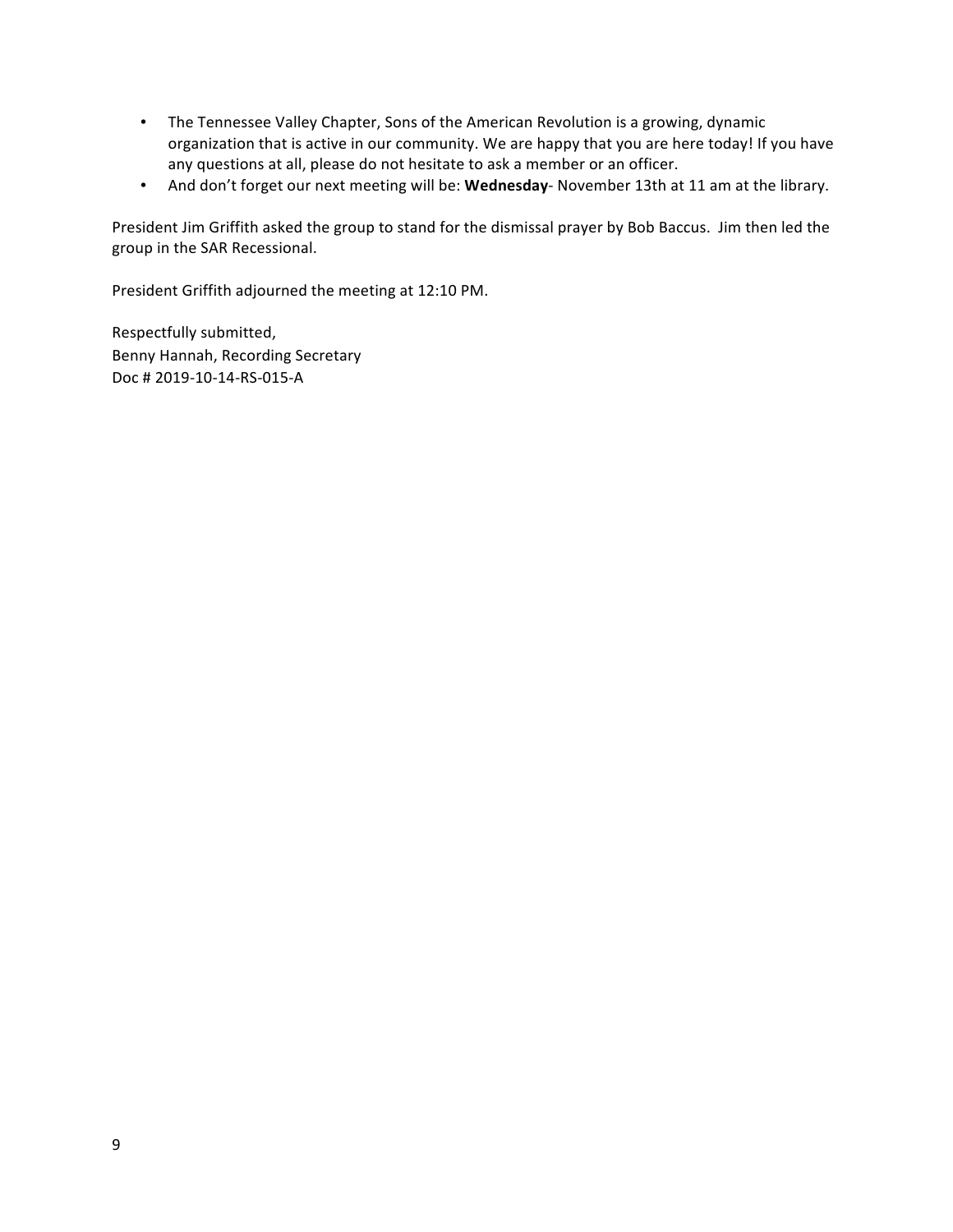- The Tennessee Valley Chapter, Sons of the American Revolution is a growing, dynamic organization that is active in our community. We are happy that you are here today! If you have any questions at all, please do not hesitate to ask a member or an officer.
- And don't forget our next meeting will be: **Wednesday**- November 13th at 11 am at the library.

President Jim Griffith asked the group to stand for the dismissal prayer by Bob Baccus. Jim then led the group in the SAR Recessional.

President Griffith adjourned the meeting at 12:10 PM.

Respectfully submitted,
Benny Hannah, Recording Secretary
Doc # 2019-10-14-RS-015-A